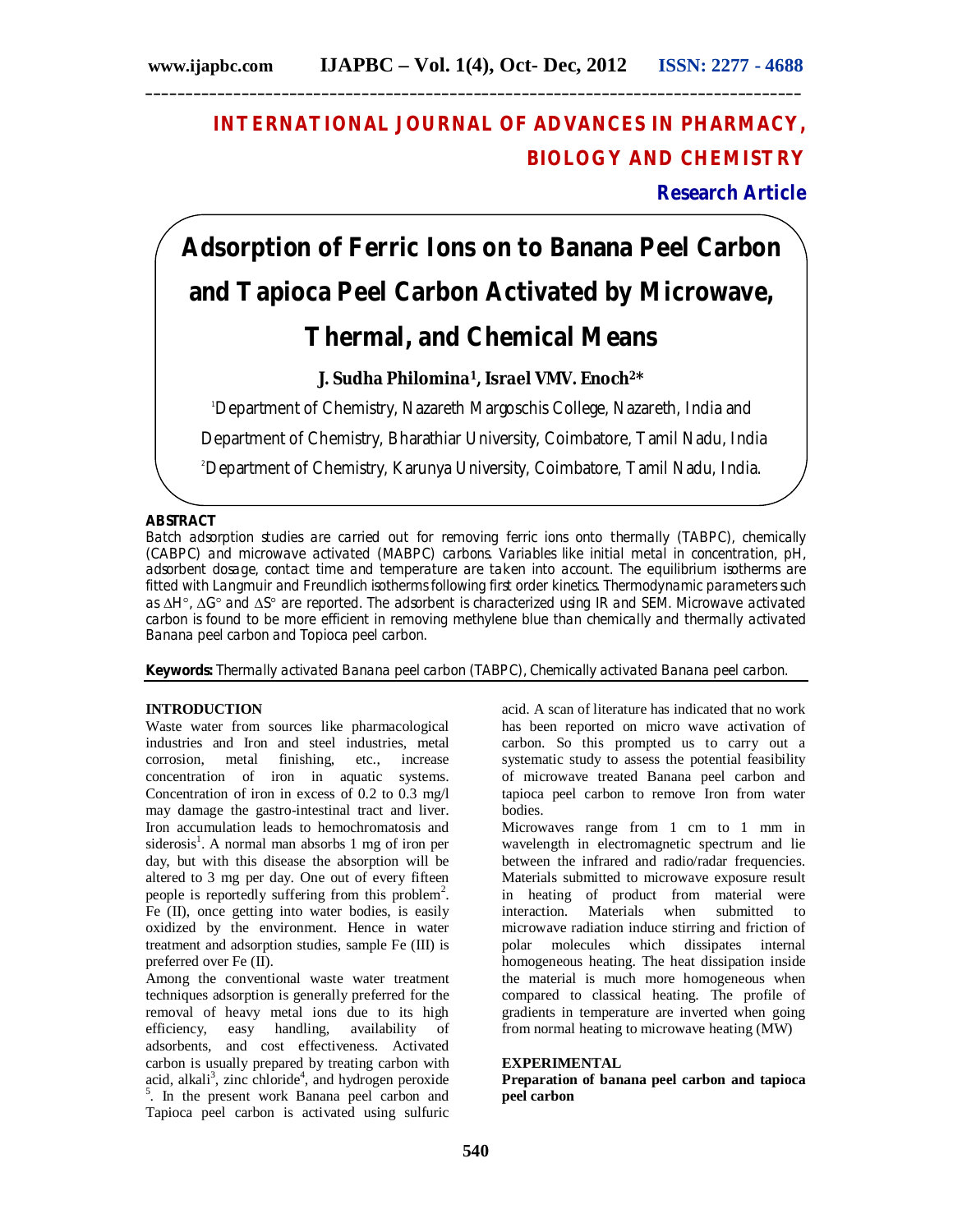# INTERNATIONAL JOURNAL OF ADVANCES IN PHARMACY, BIOLOGY AND CHEMISTRY

**Research Article**

# Adsorption of Ferric Ions on to Banana Peel Carbon and Tapioca Peel Carbon Activated by Microwave, Thermal, and Chemical Means

**J. Sudha Philomina[1], Israel VMV. Enoch[2]***

[1]Department of Chemistry, Nazareth Margoschis College, Nazareth, India and Department of Chemistry, Bharathiar University, Coimbatore, Tamil Nadu, India

[2]Department of Chemistry, Karunya University, Coimbatore, Tamil Nadu, India.

## ABSTRACT

*Batch adsorption studies are carried out for removing ferric ions onto thermally (TABPC), chemically (CABPC) and microwave activated (MABPC) carbons. Variables like initial metal in concentration, pH, adsorbent dosage, contact time and temperature are taken into account. The equilibrium isotherms are fitted with Langmuir and Freundlich isotherms following first order kinetics. Thermodynamic parameters such as ∆H°, ∆G° and ∆S° are reported. The adsorbent is characterized using IR and SEM. Microwave activated carbon is found to be more efficient in removing methylene blue than chemically and thermally activated Banana peel carbon and Topioca peel carbon.*

**Keywords:** *Thermally activated Banana peel carbon (TABPC), Chemically activated Banana peel carbon.*

## INTRODUCTION

Waste water from sources like pharmacological industries and Iron and steel industries, metal corrosion, metal finishing, etc., increase concentration of iron in aquatic systems. Concentration of iron in excess of 0.2 to 0.3 mg/l may damage the gastro-intestinal tract and liver. Iron accumulation leads to hemochromatosis and siderosis[1]. A normal man absorbs 1 mg of iron per day, but with this disease the absorption will be altered to 3 mg per day. One out of every fifteen people is reportedly suffering from this problem[2]. Fe (II), once getting into water bodies, is easily oxidized by the environment. Hence in water treatment and adsorption studies, sample Fe (III) is preferred over Fe (II).

Among the conventional waste water treatment techniques adsorption is generally preferred for the removal of heavy metal ions due to its high efficiency, easy handling, availability of adsorbents, and cost effectiveness. Activated carbon is usually prepared by treating carbon with acid, alkali[3], zinc chloride[4], and hydrogen peroxide [5]. In the present work Banana peel carbon and Tapioca peel carbon is activated using sulfuric acid. A scan of literature has indicated that no work has been reported on micro wave activation of carbon. So this prompted us to carry out a systematic study to assess the potential feasibility of microwave treated Banana peel carbon and tapioca peel carbon to remove Iron from water bodies.

Microwaves range from 1 cm to 1 mm in wavelength in electromagnetic spectrum and lie between the infrared and radio/radar frequencies. Materials submitted to microwave exposure result in heating of product from material were interaction. Materials when submitted to microwave radiation induce stirring and friction of polar molecules which dissipates internal homogeneous heating. The heat dissipation inside the material is much more homogeneous when compared to classical heating. The profile of gradients in temperature are inverted when going from normal heating to microwave heating (MW)

## EXPERIMENTAL

### Preparation of banana peel carbon and tapioca peel carbon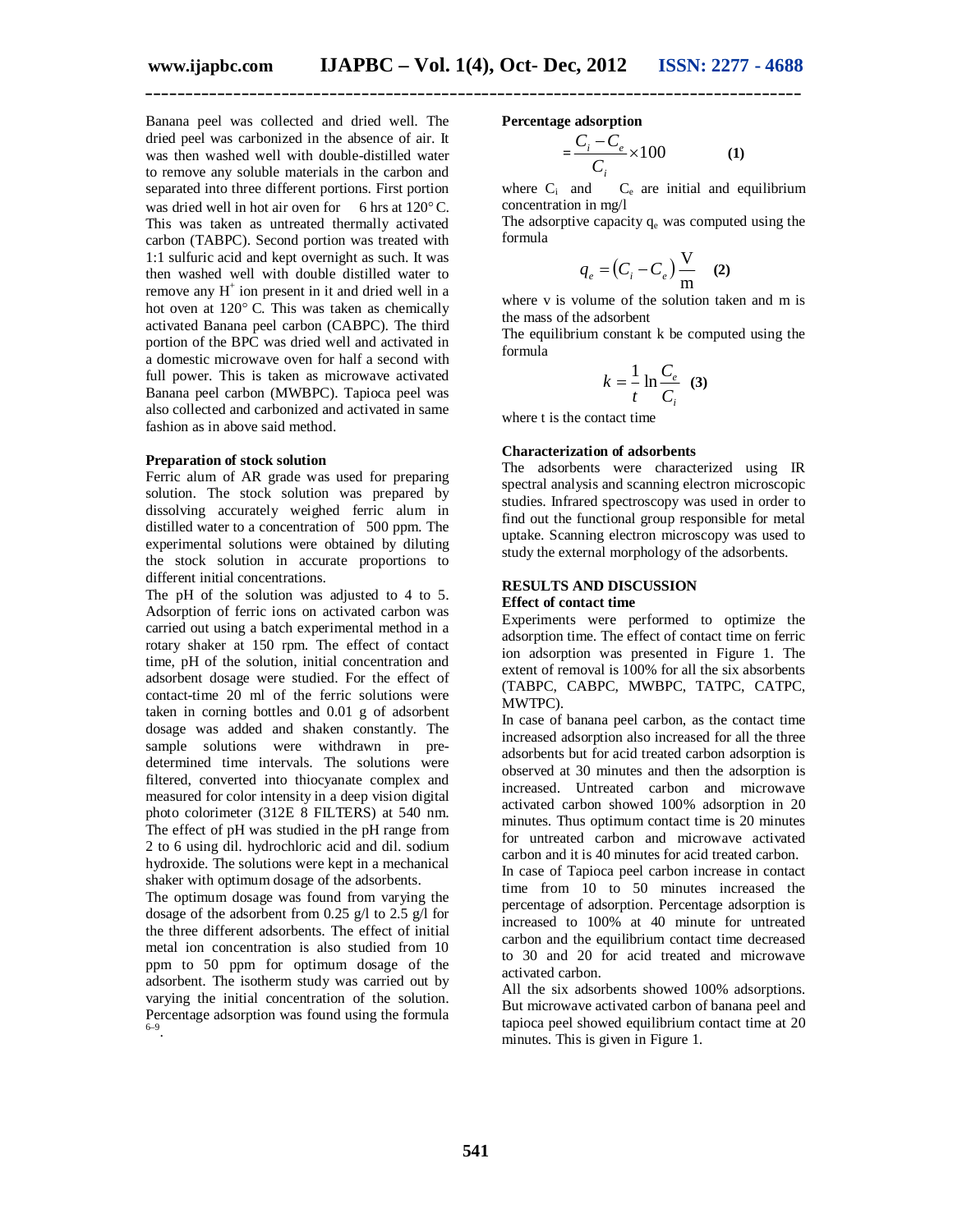Banana peel was collected and dried well. The dried peel was carbonized in the absence of air. It was then washed well with double-distilled water to remove any soluble materials in the carbon and separated into three different portions. First portion was dried well in hot air oven for 6 hrs at 120° C. This was taken as untreated thermally activated carbon (TABPC). Second portion was treated with 1:1 sulfuric acid and kept overnight as such. It was then washed well with double distilled water to remove any $H^+$ ion present in it and dried well in a hot oven at 120° C. This was taken as chemically activated Banana peel carbon (CABPC). The third portion of the BPC was dried well and activated in a domestic microwave oven for half a second with full power. This is taken as microwave activated Banana peel carbon (MWBPC). Tapioca peel was also collected and carbonized and activated in same fashion as in above said method.

**Preparation of stock solution**

Ferric alum of AR grade was used for preparing solution. The stock solution was prepared by dissolving accurately weighed ferric alum in distilled water to a concentration of 500 ppm. The experimental solutions were obtained by diluting the stock solution in accurate proportions to different initial concentrations.

The pH of the solution was adjusted to 4 to 5. Adsorption of ferric ions on activated carbon was carried out using a batch experimental method in a rotary shaker at 150 rpm. The effect of contact time, pH of the solution, initial concentration and adsorbent dosage were studied. For the effect of contact-time 20 ml of the ferric solutions were taken in corning bottles and 0.01 g of adsorbent dosage was added and shaken constantly. The sample solutions were withdrawn in pre-determined time intervals. The solutions were filtered, converted into thiocyanate complex and measured for color intensity in a deep vision digital photo colorimeter (312E 8 FILTERS) at 540 nm. The effect of pH was studied in the pH range from 2 to 6 using dil. hydrochloric acid and dil. sodium hydroxide. The solutions were kept in a mechanical shaker with optimum dosage of the adsorbents.

The optimum dosage was found from varying the dosage of the adsorbent from 0.25 g/l to 2.5 g/l for the three different adsorbents. The effect of initial metal ion concentration is also studied from 10 ppm to 50 ppm for optimum dosage of the adsorbent. The isotherm study was carried out by varying the initial concentration of the solution. Percentage adsorption was found using the formula [6–9].

**Percentage adsorption**

$$= \frac{C_i - C_e}{C_i} \times 100 \qquad \textbf{(1)}$$

where $C_i$ and $C_e$ are initial and equilibrium concentration in mg/l

The adsorptive capacity $q_e$ was computed using the formula

$$q_e = \left(C_i - C_e\right)\frac{V}{m} \qquad \textbf{(2)}$$

where v is volume of the solution taken and m is the mass of the adsorbent

The equilibrium constant k be computed using the formula

$$k = \frac{1}{t}\ln\frac{C_e}{C_i} \qquad \textbf{(3)}$$

where t is the contact time

**Characterization of adsorbents**

The adsorbents were characterized using IR spectral analysis and scanning electron microscopic studies. Infrared spectroscopy was used in order to find out the functional group responsible for metal uptake. Scanning electron microscopy was used to study the external morphology of the adsorbents.

## RESULTS AND DISCUSSION

**Effect of contact time**

Experiments were performed to optimize the adsorption time. The effect of contact time on ferric ion adsorption was presented in Figure 1. The extent of removal is 100% for all the six absorbents (TABPC, CABPC, MWBPC, TATPC, CATPC, MWTPC).

In case of banana peel carbon, as the contact time increased adsorption also increased for all the three adsorbents but for acid treated carbon adsorption is observed at 30 minutes and then the adsorption is increased. Untreated carbon and microwave activated carbon showed 100% adsorption in 20 minutes. Thus optimum contact time is 20 minutes for untreated carbon and microwave activated carbon and it is 40 minutes for acid treated carbon.

In case of Tapioca peel carbon increase in contact time from 10 to 50 minutes increased the percentage of adsorption. Percentage adsorption is increased to 100% at 40 minute for untreated carbon and the equilibrium contact time decreased to 30 and 20 for acid treated and microwave activated carbon.

All the six adsorbents showed 100% adsorptions. But microwave activated carbon of banana peel and tapioca peel showed equilibrium contact time at 20 minutes. This is given in Figure 1.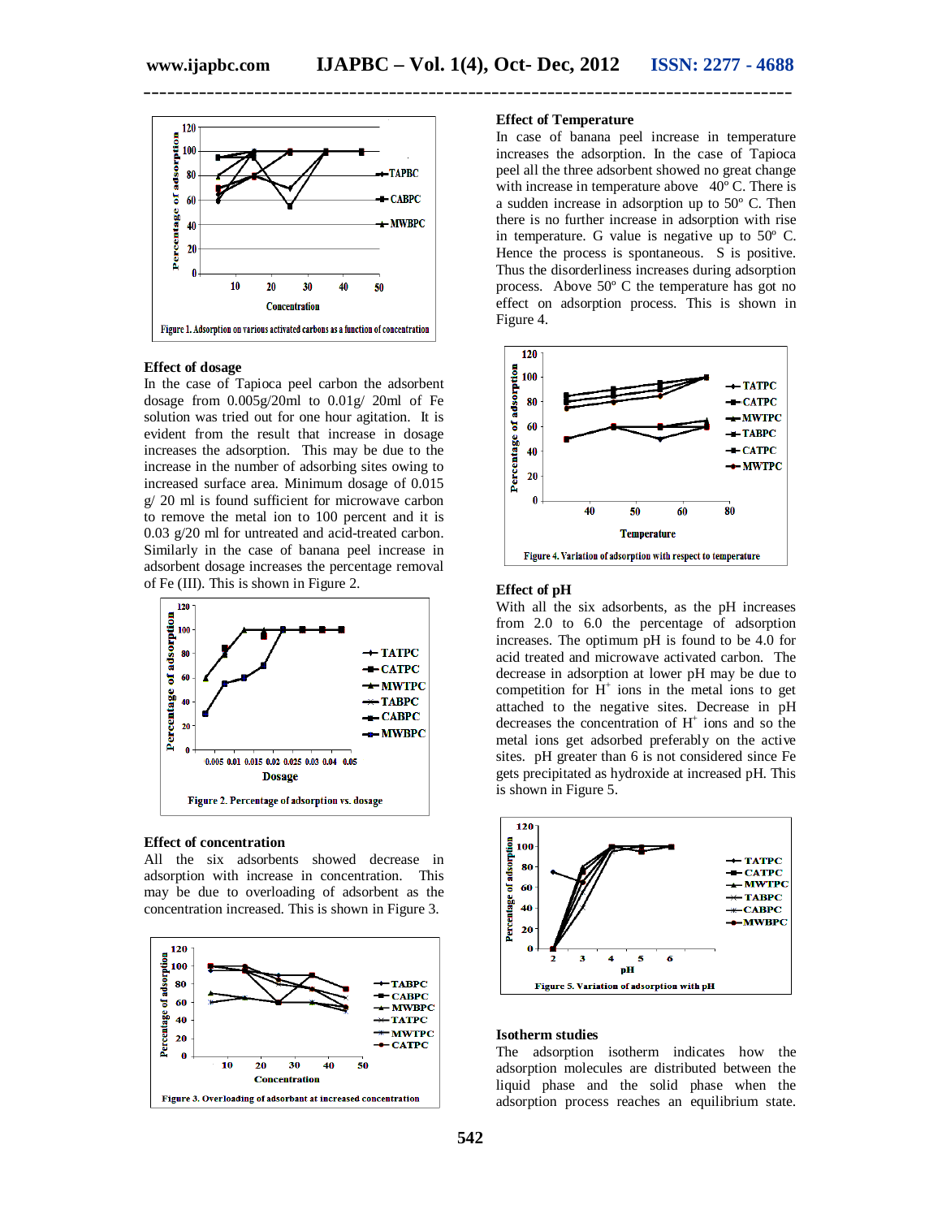Figure 1. Adsorption on various activated carbons as a function of concentration

### Effect of dosage

In the case of Tapioca peel carbon the adsorbent dosage from 0.005g/20ml to 0.01g/ 20ml of Fe solution was tried out for one hour agitation. It is evident from the result that increase in dosage increases the adsorption. This may be due to the increase in the number of adsorbing sites owing to increased surface area. Minimum dosage of 0.015 g/ 20 ml is found sufficient for microwave carbon to remove the metal ion to 100 percent and it is 0.03 g/20 ml for untreated and acid-treated carbon. Similarly in the case of banana peel increase in adsorbent dosage increases the percentage removal of Fe (III). This is shown in Figure 2.

Figure 2. Percentage of adsorption vs. dosage

### Effect of concentration

All the six adsorbents showed decrease in adsorption with increase in concentration. This may be due to overloading of adsorbent as the concentration increased. This is shown in Figure 3.

Figure 3. Overloading of adsorbant at increased concentration

### Effect of Temperature

In case of banana peel increase in temperature increases the adsorption. In the case of Tapioca peel all the three adsorbent showed no great change with increase in temperature above 40º C. There is a sudden increase in adsorption up to 50º C. Then there is no further increase in adsorption with rise in temperature. G value is negative up to 50º C. Hence the process is spontaneous. S is positive. Thus the disorderliness increases during adsorption process. Above 50º C the temperature has got no effect on adsorption process. This is shown in Figure 4.

Figure 4. Variation of adsorption with respect to temperature

### Effect of pH

With all the six adsorbents, as the pH increases from 2.0 to 6.0 the percentage of adsorption increases. The optimum pH is found to be 4.0 for acid treated and microwave activated carbon. The decrease in adsorption at lower pH may be due to competition for $H^+$ ions in the metal ions to get attached to the negative sites. Decrease in pH decreases the concentration of $H^+$ ions and so the metal ions get adsorbed preferably on the active sites. pH greater than 6 is not considered since Fe gets precipitated as hydroxide at increased pH. This is shown in Figure 5.

Figure 5. Variation of adsorption with pH

### Isotherm studies

The adsorption isotherm indicates how the adsorption molecules are distributed between the liquid phase and the solid phase when the adsorption process reaches an equilibrium state.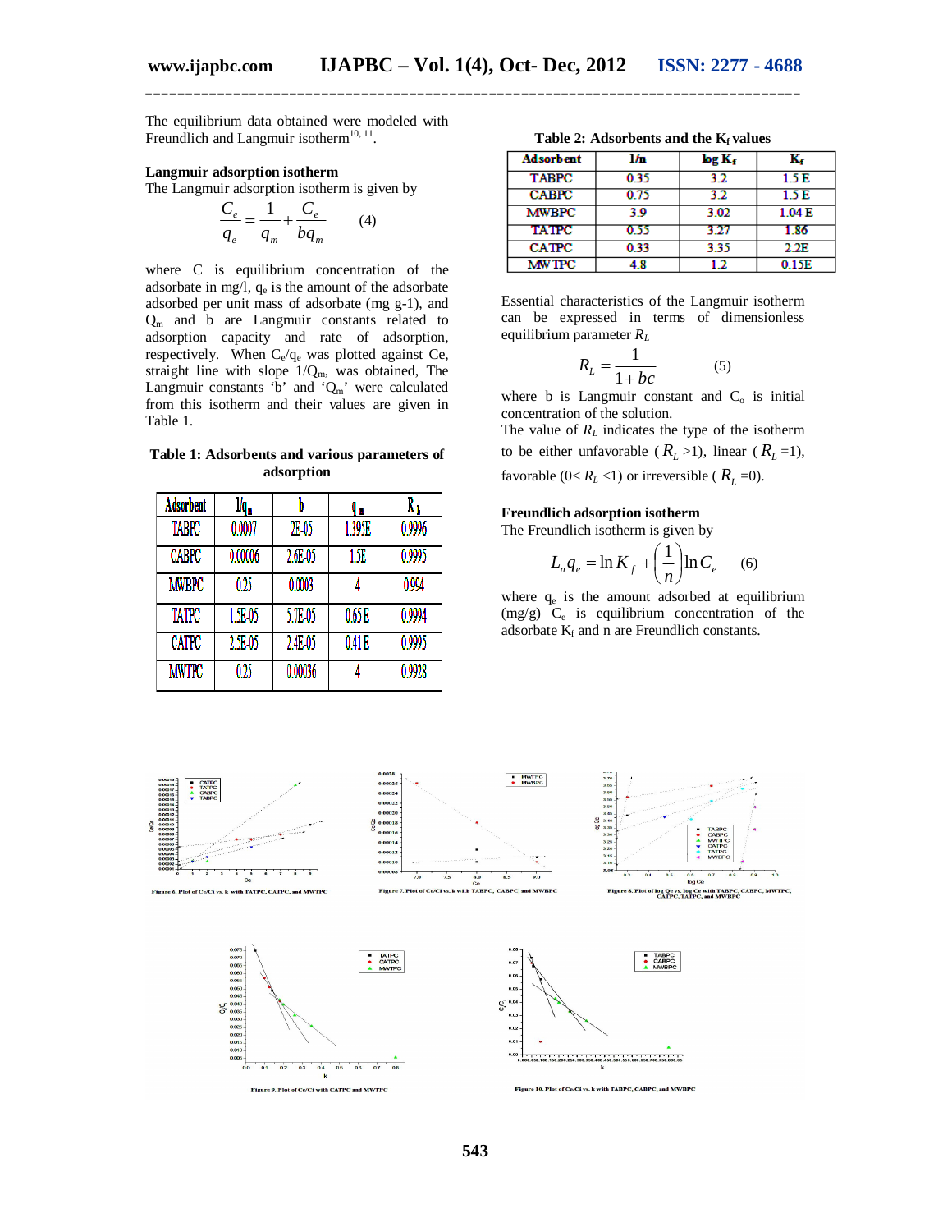The equilibrium data obtained were modeled with Freundlich and Langmuir isotherm[10, 11].

### Langmuir adsorption isotherm

The Langmuir adsorption isotherm is given by

$$\frac{C_e}{q_e} = \frac{1}{q_m} + \frac{C_e}{bq_m} \qquad (4)$$

where C is equilibrium concentration of the adsorbate in mg/l, $q_e$ is the amount of the adsorbate adsorbed per unit mass of adsorbate (mg g-1), and $Q_m$ and b are Langmuir constants related to adsorption capacity and rate of adsorption, respectively. When $C_e/q_e$ was plotted against Ce, straight line with slope $1/Q_m$, was obtained, The Langmuir constants 'b' and '$Q_m$' were calculated from this isotherm and their values are given in Table 1.

**Table 1: Adsorbents and various parameters of adsorption**

| Adsorbent | $1/q_m$ | b | $q_m$ | $R_L$ |
|---|---|---|---|---|
| TABPC | 0.0007 | 2E-05 | 1.395E | 0.9996 |
| CABPC | 0.00006 | 2.6E-05 | 1.5E | 0.9995 |
| MWBPC | 0.25 | 0.0003 | 4 | 0.994 |
| TATPC | 1.5E-05 | 5.7E-05 | 0.65 E | 0.9994 |
| CATPC | 2.5E-05 | 2.4E-05 | 0.41 E | 0.9995 |
| MWTPC | 0.25 | 0.00036 | 4 | 0.9928 |

**Table 2: Adsorbents and the $K_f$ values**

| Adsorbent | 1/n | log $K_f$ | $K_f$ |
|---|---|---|---|
| TABPC | 0.35 | 3.2 | 1.5 E |
| CABPC | 0.75 | 3.2 | 1.5 E |
| MWBPC | 3.9 | 3.02 | 1.04 E |
| TATPC | 0.55 | 3.27 | 1.86 |
| CATPC | 0.33 | 3.35 | 2.2E |
| MWTPC | 4.8 | 1.2 | 0.15E |

Essential characteristics of the Langmuir isotherm can be expressed in terms of dimensionless equilibrium parameter $R_L$

$$R_L = \frac{1}{1+bc} \qquad (5)$$

where b is Langmuir constant and $C_o$ is initial concentration of the solution.
The value of $R_L$ indicates the type of the isotherm to be either unfavorable ($R_L$ >1), linear ($R_L$ =1), favorable (0< $R_L$ <1) or irreversible ($R_L$ =0).

### Freundlich adsorption isotherm

The Freundlich isotherm is given by

$$L_n q_e = \ln K_f + \left(\frac{1}{n}\right)\ln C_e \qquad (6)$$

where $q_e$ is the amount adsorbed at equilibrium (mg/g) $C_e$ is equilibrium concentration of the adsorbate $K_f$ and n are Freundlich constants.

Figure 6. Plot of Ce/Ci vs. k with TATPC, CATPC, and MWTPC

Figure 7. Plot of Ce/Ci vs. k with TABPC, CABPC, and MWBPC

Figure 8. Plot of log Qe vs. log Ce with TABPC, CABPC, MWTPC, CATPC, TATPC, and MWBPC

Figure 9. Plot of Ce/Ci with CATPC and MWTPC

Figure 10. Plot of Ce/Ci vs. k with TABPC, CABPC, and MWBPC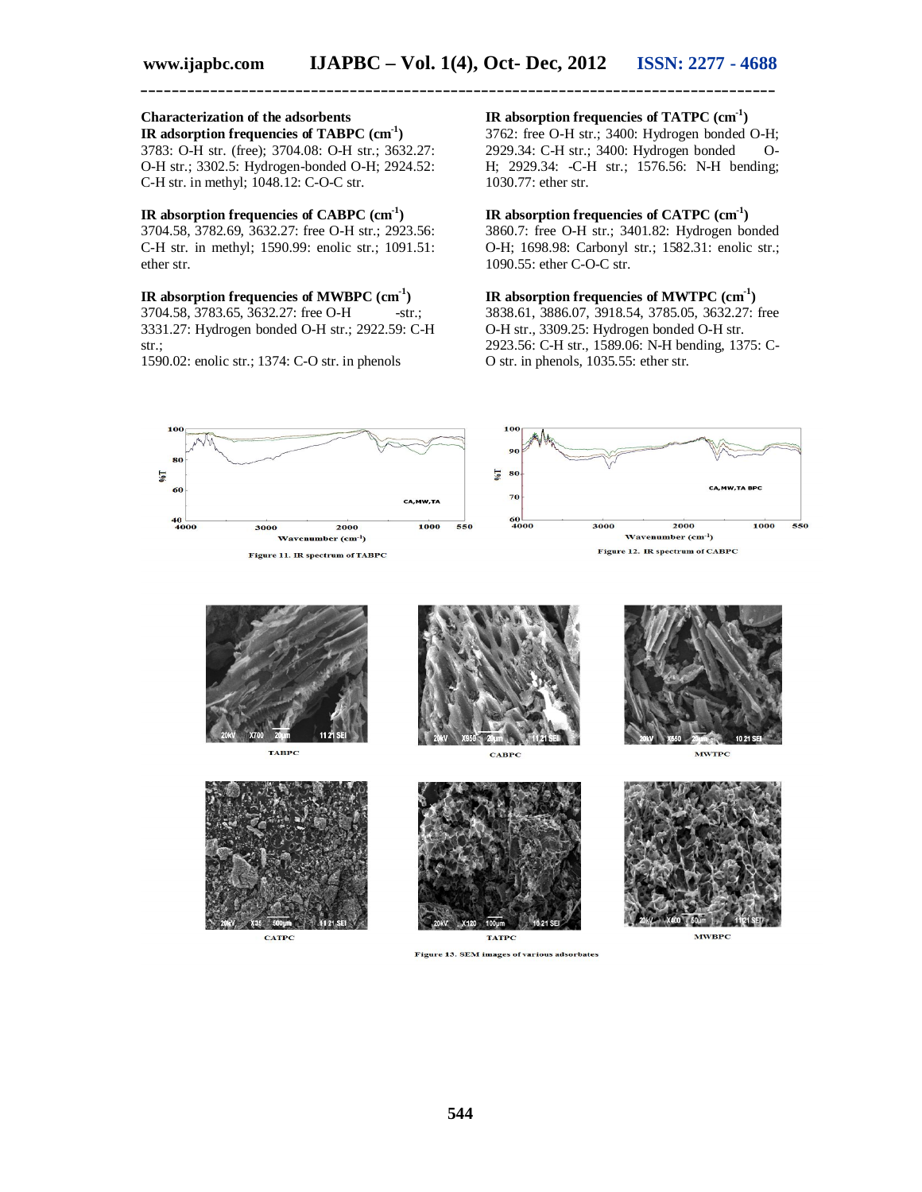**Characterization of the adsorbents**

**IR adsorption frequencies of TABPC ($cm^{-1}$)**

3783: O-H str. (free); 3704.08: O-H str.; 3632.27: O-H str.; 3302.5: Hydrogen-bonded O-H; 2924.52: C-H str. in methyl; 1048.12: C-O-C str.

**IR absorption frequencies of CABPC ($cm^{-1}$)**

3704.58, 3782.69, 3632.27: free O-H str.; 2923.56: C-H str. in methyl; 1590.99: enolic str.; 1091.51: ether str.

**IR absorption frequencies of MWBPC ($cm^{-1}$)**

3704.58, 3783.65, 3632.27: free O-H -str.; 3331.27: Hydrogen bonded O-H str.; 2922.59: C-H str.;
1590.02: enolic str.; 1374: C-O str. in phenols

**IR absorption frequencies of TATPC ($cm^{-1}$)**

3762: free O-H str.; 3400: Hydrogen bonded O-H; 2929.34: C-H str.; 3400: Hydrogen bonded O-H; 2929.34: -C-H str.; 1576.56: N-H bending; 1030.77: ether str.

**IR absorption frequencies of CATPC ($cm^{-1}$)**

3860.7: free O-H str.; 3401.82: Hydrogen bonded O-H; 1698.98: Carbonyl str.; 1582.31: enolic str.; 1090.55: ether C-O-C str.

**IR absorption frequencies of MWTPC ($cm^{-1}$)**

3838.61, 3886.07, 3918.54, 3785.05, 3632.27: free O-H str., 3309.25: Hydrogen bonded O-H str. 2923.56: C-H str., 1589.06: N-H bending, 1375: C-O str. in phenols, 1035.55: ether str.

Figure 11. IR spectrum of TABPC

Figure 12. IR spectrum of CABPC

TABPC CABPC MWTPC

CATPC TATPC MWBPC

Figure 13. SEM images of various adsorbates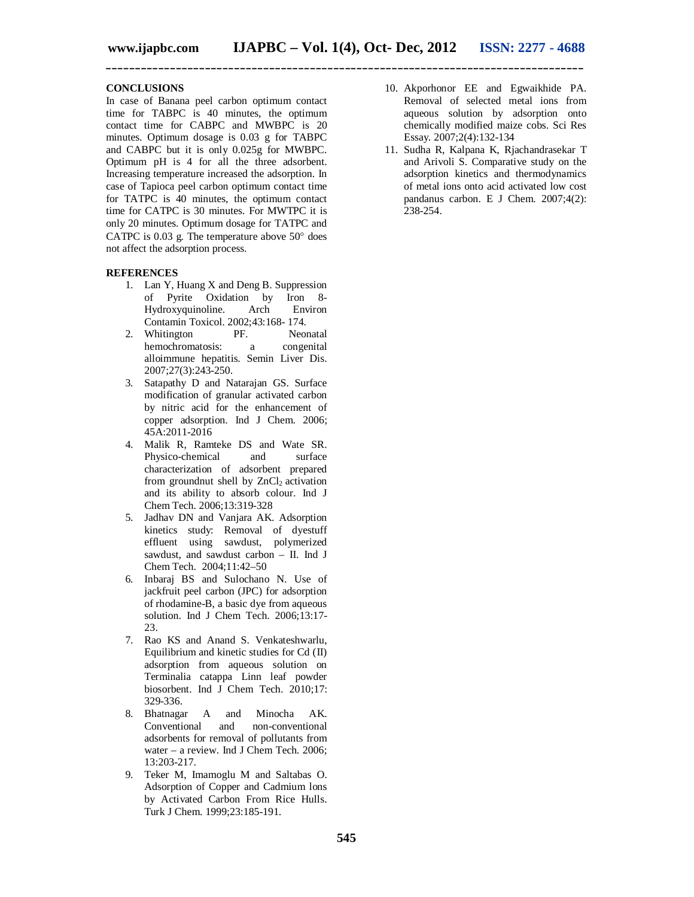## CONCLUSIONS

In case of Banana peel carbon optimum contact time for TABPC is 40 minutes, the optimum contact time for CABPC and MWBPC is 20 minutes. Optimum dosage is 0.03 g for TABPC and CABPC but it is only 0.025g for MWBPC. Optimum pH is 4 for all the three adsorbent. Increasing temperature increased the adsorption. In case of Tapioca peel carbon optimum contact time for TATPC is 40 minutes, the optimum contact time for CATPC is 30 minutes. For MWTPC it is only 20 minutes. Optimum dosage for TATPC and CATPC is 0.03 g. The temperature above 50° does not affect the adsorption process.

## REFERENCES

1. Lan Y, Huang X and Deng B. Suppression of Pyrite Oxidation by Iron 8-Hydroxyquinoline. Arch Environ Contamin Toxicol. 2002;43:168- 174.
2. Whitington PF. Neonatal hemochromatosis: a congenital alloimmune hepatitis. Semin Liver Dis. 2007;27(3):243-250.
3. Satapathy D and Natarajan GS. Surface modification of granular activated carbon by nitric acid for the enhancement of copper adsorption. Ind J Chem. 2006; 45A:2011-2016
4. Malik R, Ramteke DS and Wate SR. Physico-chemical and surface characterization of adsorbent prepared from groundnut shell by $ZnCl_2$ activation and its ability to absorb colour. Ind J Chem Tech. 2006;13:319-328
5. Jadhav DN and Vanjara AK. Adsorption kinetics study: Removal of dyestuff effluent using sawdust, polymerized sawdust, and sawdust carbon – II. Ind J Chem Tech. 2004;11:42–50
6. Inbaraj BS and Sulochano N. Use of jackfruit peel carbon (JPC) for adsorption of rhodamine-B, a basic dye from aqueous solution. Ind J Chem Tech. 2006;13:17-23.
7. Rao KS and Anand S. Venkateshwarlu, Equilibrium and kinetic studies for Cd (II) adsorption from aqueous solution on Terminalia catappa Linn leaf powder biosorbent. Ind J Chem Tech. 2010;17: 329-336.
8. Bhatnagar A and Minocha AK. Conventional and non-conventional adsorbents for removal of pollutants from water – a review. Ind J Chem Tech. 2006; 13:203-217.
9. Teker M, Imamoglu M and Saltabas O. Adsorption of Copper and Cadmium lons by Activated Carbon From Rice Hulls. Turk J Chem. 1999;23:185-191.
10. Akporhonor EE and Egwaikhide PA. Removal of selected metal ions from aqueous solution by adsorption onto chemically modified maize cobs. Sci Res Essay. 2007;2(4):132-134
11. Sudha R, Kalpana K, Rjachandrasekar T and Arivoli S. Comparative study on the adsorption kinetics and thermodynamics of metal ions onto acid activated low cost pandanus carbon. E J Chem. 2007;4(2): 238-254.